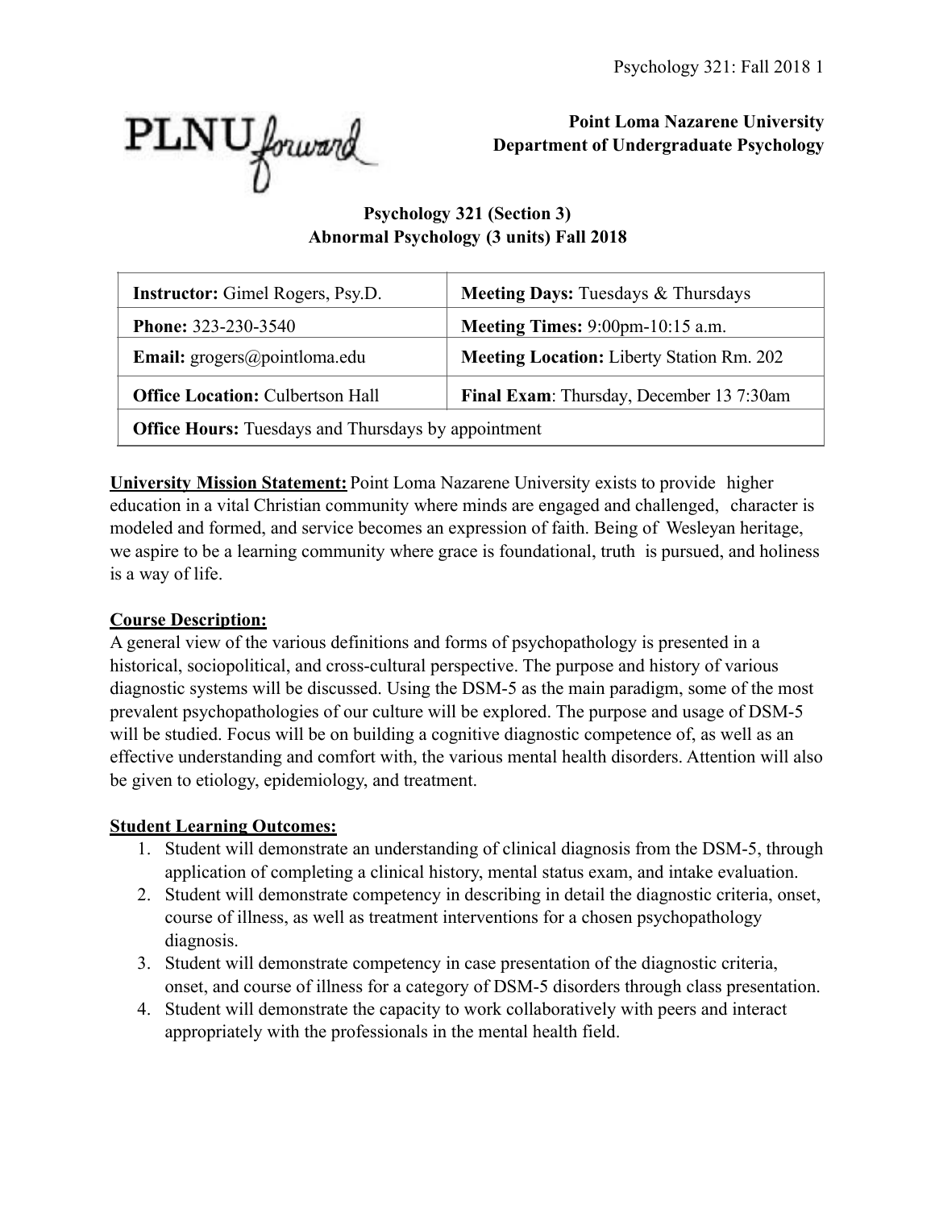**Point Loma Nazarene University**
**Department of Undergraduate Psychology**

## Psychology 321 (Section 3)
## Abnormal Psychology (3 units) Fall 2018

| **Instructor:** Gimel Rogers, Psy.D. | **Meeting Days:** Tuesdays & Thursdays |
|---|---|
| **Phone:** 323-230-3540 | **Meeting Times:** 9:00pm-10:15 a.m. |
| **Email:** grogers@pointloma.edu | **Meeting Location:** Liberty Station Rm. 202 |
| **Office Location:** Culbertson Hall | **Final Exam**: Thursday, December 13 7:30am |
| **Office Hours:** Tuesdays and Thursdays by appointment | |

**University Mission Statement:** Point Loma Nazarene University exists to provide higher education in a vital Christian community where minds are engaged and challenged, character is modeled and formed, and service becomes an expression of faith. Being of Wesleyan heritage, we aspire to be a learning community where grace is foundational, truth is pursued, and holiness is a way of life.

**Course Description:**
A general view of the various definitions and forms of psychopathology is presented in a historical, sociopolitical, and cross-cultural perspective. The purpose and history of various diagnostic systems will be discussed. Using the DSM-5 as the main paradigm, some of the most prevalent psychopathologies of our culture will be explored. The purpose and usage of DSM-5 will be studied. Focus will be on building a cognitive diagnostic competence of, as well as an effective understanding and comfort with, the various mental health disorders. Attention will also be given to etiology, epidemiology, and treatment.

**Student Learning Outcomes:**

1. Student will demonstrate an understanding of clinical diagnosis from the DSM-5, through application of completing a clinical history, mental status exam, and intake evaluation.
2. Student will demonstrate competency in describing in detail the diagnostic criteria, onset, course of illness, as well as treatment interventions for a chosen psychopathology diagnosis.
3. Student will demonstrate competency in case presentation of the diagnostic criteria, onset, and course of illness for a category of DSM-5 disorders through class presentation.
4. Student will demonstrate the capacity to work collaboratively with peers and interact appropriately with the professionals in the mental health field.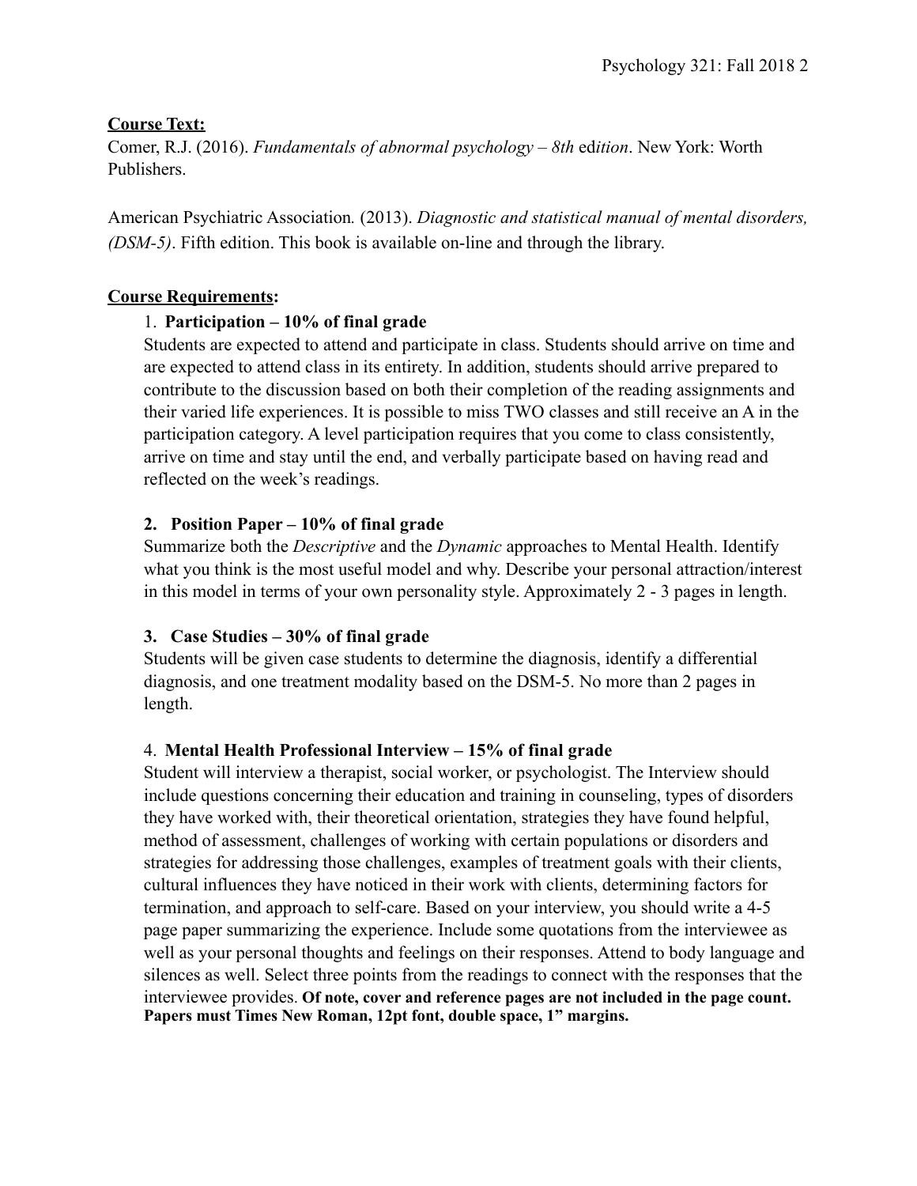**Course Text:**

Comer, R.J. (2016). *Fundamentals of abnormal psychology – 8th edition*. New York: Worth Publishers.

American Psychiatric Association*.* (2013). *Diagnostic and statistical manual of mental disorders, (DSM-5)*. Fifth edition. This book is available on-line and through the library.

**Course Requirements:**

1. **Participation – 10% of final grade**
   Students are expected to attend and participate in class. Students should arrive on time and are expected to attend class in its entirety. In addition, students should arrive prepared to contribute to the discussion based on both their completion of the reading assignments and their varied life experiences. It is possible to miss TWO classes and still receive an A in the participation category. A level participation requires that you come to class consistently, arrive on time and stay until the end, and verbally participate based on having read and reflected on the week's readings.

2. **Position Paper – 10% of final grade**
   Summarize both the *Descriptive* and the *Dynamic* approaches to Mental Health. Identify what you think is the most useful model and why. Describe your personal attraction/interest in this model in terms of your own personality style. Approximately 2 - 3 pages in length.

3. **Case Studies – 30% of final grade**
   Students will be given case students to determine the diagnosis, identify a differential diagnosis, and one treatment modality based on the DSM-5. No more than 2 pages in length.

4. **Mental Health Professional Interview – 15% of final grade**
   Student will interview a therapist, social worker, or psychologist. The Interview should include questions concerning their education and training in counseling, types of disorders they have worked with, their theoretical orientation, strategies they have found helpful, method of assessment, challenges of working with certain populations or disorders and strategies for addressing those challenges, examples of treatment goals with their clients, cultural influences they have noticed in their work with clients, determining factors for termination, and approach to self-care. Based on your interview, you should write a 4-5 page paper summarizing the experience. Include some quotations from the interviewee as well as your personal thoughts and feelings on their responses. Attend to body language and silences as well. Select three points from the readings to connect with the responses that the interviewee provides. **Of note, cover and reference pages are not included in the page count. Papers must Times New Roman, 12pt font, double space, 1" margins.**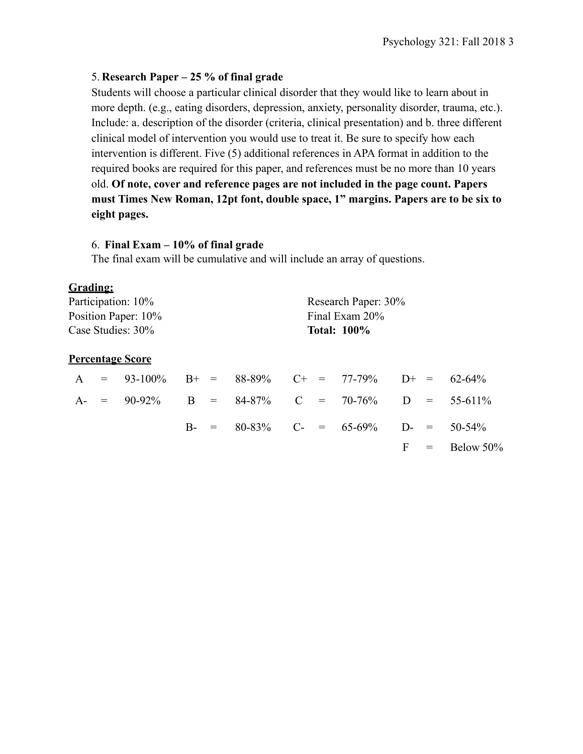5. **Research Paper – 25 % of final grade**

Students will choose a particular clinical disorder that they would like to learn about in more depth. (e.g., eating disorders, depression, anxiety, personality disorder, trauma, etc.). Include: a. description of the disorder (criteria, clinical presentation) and b. three different clinical model of intervention you would use to treat it. Be sure to specify how each intervention is different. Five (5) additional references in APA format in addition to the required books are required for this paper, and references must be no more than 10 years old. **Of note, cover and reference pages are not included in the page count. Papers must Times New Roman, 12pt font, double space, 1" margins. Papers are to be six to eight pages.**

6. **Final Exam – 10% of final grade**

The final exam will be cumulative and will include an array of questions.

**Grading:**

Participation: 10%
Position Paper: 10%
Case Studies: 30%
Research Paper: 30%
Final Exam 20%
**Total: 100%**

**Percentage Score**

| | | | | | | | | | | | |
|---|---|---|---|---|---|---|---|---|---|---|---|
| A | = | 93-100% | B+ | = | 88-89% | C+ | = | 77-79% | D+ | = | 62-64% |
| A- | = | 90-92% | B | = | 84-87% | C | = | 70-76% | D | = | 55-611% |
| | | | B- | = | 80-83% | C- | = | 65-69% | D- | = | 50-54% |
| | | | | | | | | | F | = | Below 50% |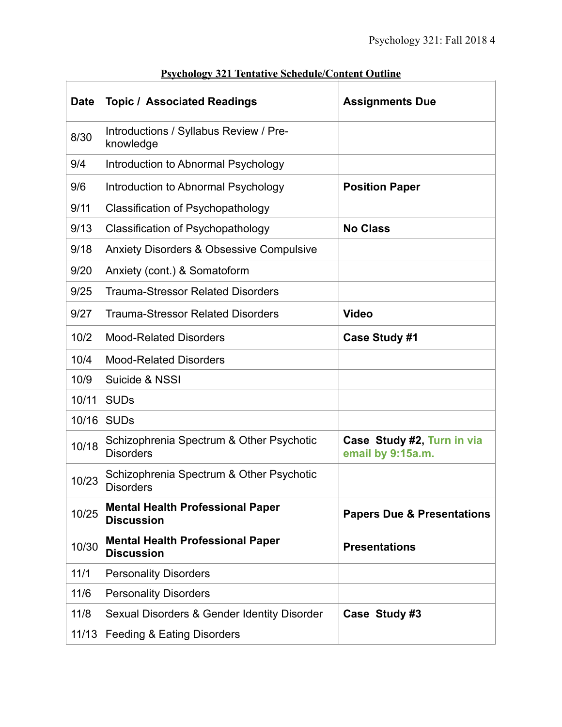## Psychology 321 Tentative Schedule/Content Outline

| Date | Topic / Associated Readings | Assignments Due |
|---|---|---|
| 8/30 | Introductions / Syllabus Review / Pre-knowledge | |
| 9/4 | Introduction to Abnormal Psychology | |
| 9/6 | Introduction to Abnormal Psychology | **Position Paper** |
| 9/11 | Classification of Psychopathology | |
| 9/13 | Classification of Psychopathology | **No Class** |
| 9/18 | Anxiety Disorders & Obsessive Compulsive | |
| 9/20 | Anxiety (cont.) & Somatoform | |
| 9/25 | Trauma-Stressor Related Disorders | |
| 9/27 | Trauma-Stressor Related Disorders | **Video** |
| 10/2 | Mood-Related Disorders | **Case Study #1** |
| 10/4 | Mood-Related Disorders | |
| 10/9 | Suicide & NSSI | |
| 10/11 | SUDs | |
| 10/16 | SUDs | |
| 10/18 | Schizophrenia Spectrum & Other Psychotic Disorders | **Case Study #2, Turn in via email by 9:15a.m.** |
| 10/23 | Schizophrenia Spectrum & Other Psychotic Disorders | |
| 10/25 | **Mental Health Professional Paper Discussion** | **Papers Due & Presentations** |
| 10/30 | **Mental Health Professional Paper Discussion** | **Presentations** |
| 11/1 | Personality Disorders | |
| 11/6 | Personality Disorders | |
| 11/8 | Sexual Disorders & Gender Identity Disorder | **Case Study #3** |
| 11/13 | Feeding & Eating Disorders | |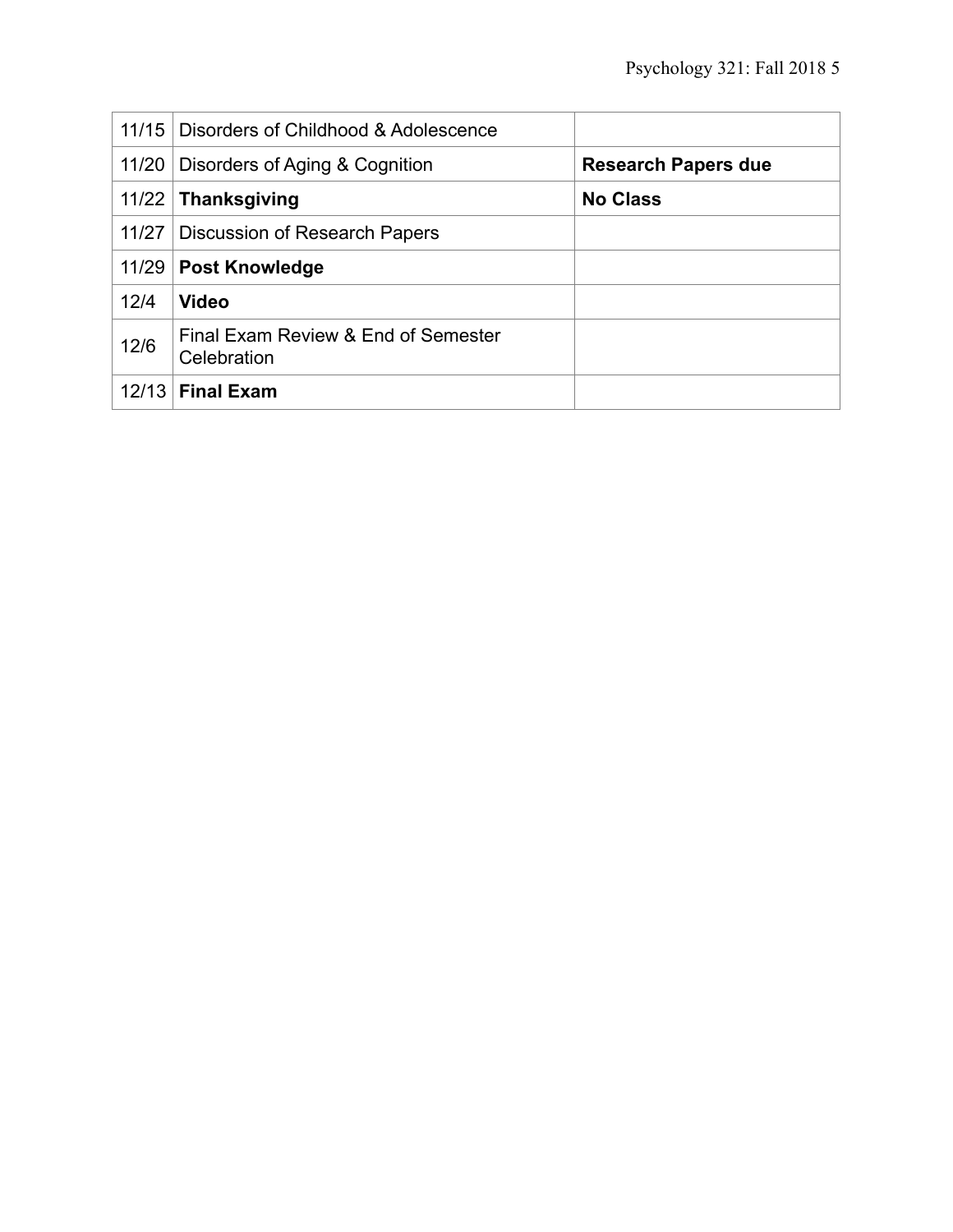| | | |
|---|---|---|
| 11/15 | Disorders of Childhood & Adolescence | |
| 11/20 | Disorders of Aging & Cognition | **Research Papers due** |
| 11/22 | **Thanksgiving** | **No Class** |
| 11/27 | Discussion of Research Papers | |
| 11/29 | **Post Knowledge** | |
| 12/4 | **Video** | |
| 12/6 | Final Exam Review & End of Semester Celebration | |
| 12/13 | **Final Exam** | |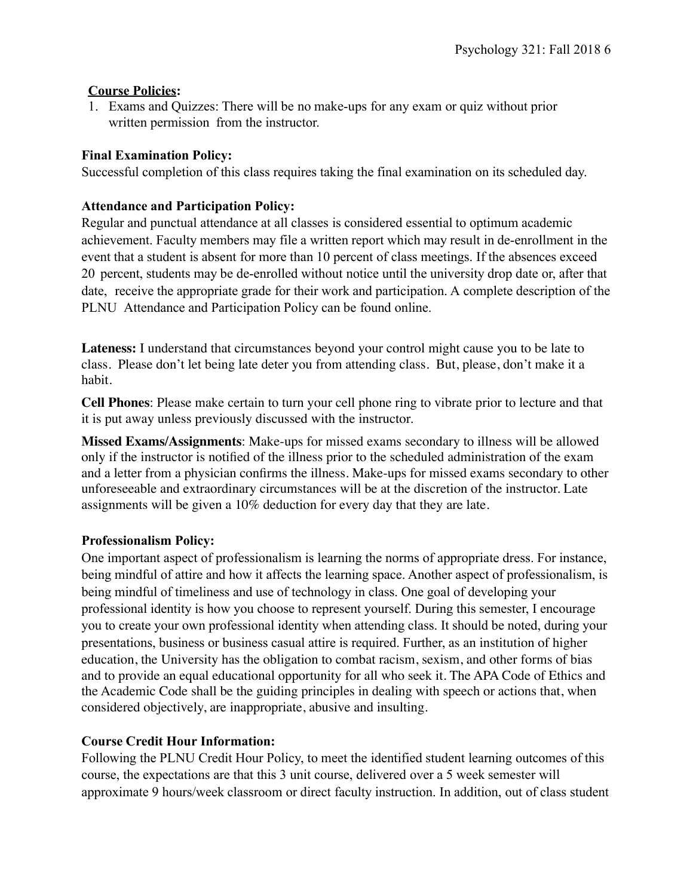**Course Policies:**

1. Exams and Quizzes: There will be no make-ups for any exam or quiz without prior written permission from the instructor.

**Final Examination Policy:**

Successful completion of this class requires taking the final examination on its scheduled day.

**Attendance and Participation Policy:**

Regular and punctual attendance at all classes is considered essential to optimum academic achievement. Faculty members may file a written report which may result in de-enrollment in the event that a student is absent for more than 10 percent of class meetings. If the absences exceed 20 percent, students may be de-enrolled without notice until the university drop date or, after that date, receive the appropriate grade for their work and participation. A complete description of the PLNU Attendance and Participation Policy can be found online.

**Lateness:** I understand that circumstances beyond your control might cause you to be late to class. Please don't let being late deter you from attending class. But, please, don't make it a habit.

**Cell Phones**: Please make certain to turn your cell phone ring to vibrate prior to lecture and that it is put away unless previously discussed with the instructor.

**Missed Exams/Assignments**: Make-ups for missed exams secondary to illness will be allowed only if the instructor is notified of the illness prior to the scheduled administration of the exam and a letter from a physician confirms the illness. Make-ups for missed exams secondary to other unforeseeable and extraordinary circumstances will be at the discretion of the instructor. Late assignments will be given a 10% deduction for every day that they are late.

**Professionalism Policy:**

One important aspect of professionalism is learning the norms of appropriate dress. For instance, being mindful of attire and how it affects the learning space. Another aspect of professionalism, is being mindful of timeliness and use of technology in class. One goal of developing your professional identity is how you choose to represent yourself. During this semester, I encourage you to create your own professional identity when attending class. It should be noted, during your presentations, business or business casual attire is required. Further, as an institution of higher education, the University has the obligation to combat racism, sexism, and other forms of bias and to provide an equal educational opportunity for all who seek it. The APA Code of Ethics and the Academic Code shall be the guiding principles in dealing with speech or actions that, when considered objectively, are inappropriate, abusive and insulting.

**Course Credit Hour Information:**

Following the PLNU Credit Hour Policy, to meet the identified student learning outcomes of this course, the expectations are that this 3 unit course, delivered over a 5 week semester will approximate 9 hours/week classroom or direct faculty instruction. In addition, out of class student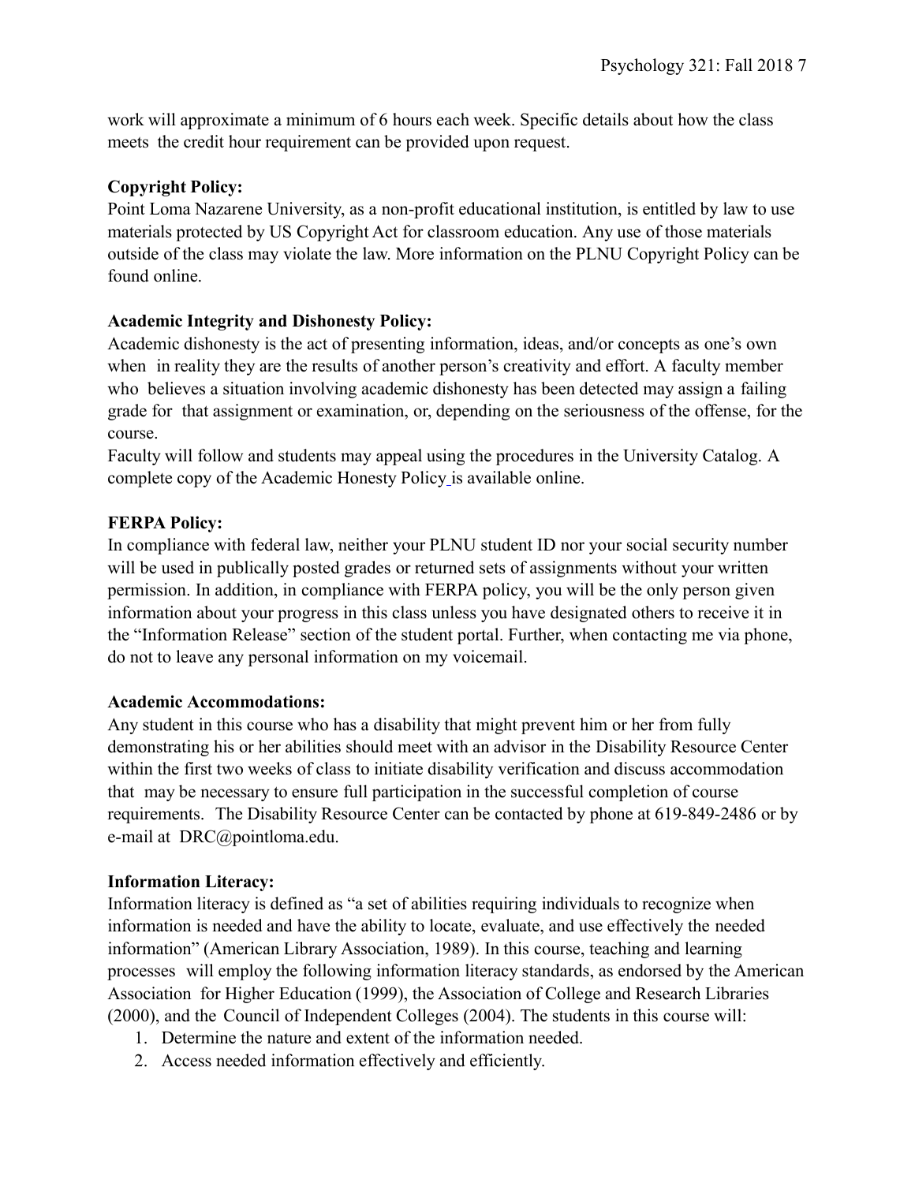work will approximate a minimum of 6 hours each week. Specific details about how the class meets the credit hour requirement can be provided upon request.

**Copyright Policy:**

Point Loma Nazarene University, as a non-profit educational institution, is entitled by law to use materials protected by US Copyright Act for classroom education. Any use of those materials outside of the class may violate the law. More information on the PLNU Copyright Policy can be found online.

**Academic Integrity and Dishonesty Policy:**

Academic dishonesty is the act of presenting information, ideas, and/or concepts as one's own when in reality they are the results of another person's creativity and effort. A faculty member who believes a situation involving academic dishonesty has been detected may assign a failing grade for that assignment or examination, or, depending on the seriousness of the offense, for the course.

Faculty will follow and students may appeal using the procedures in the University Catalog. A complete copy of the Academic Honesty Policy is available online.

**FERPA Policy:**

In compliance with federal law, neither your PLNU student ID nor your social security number will be used in publically posted grades or returned sets of assignments without your written permission. In addition, in compliance with FERPA policy, you will be the only person given information about your progress in this class unless you have designated others to receive it in the "Information Release" section of the student portal. Further, when contacting me via phone, do not to leave any personal information on my voicemail.

**Academic Accommodations:**

Any student in this course who has a disability that might prevent him or her from fully demonstrating his or her abilities should meet with an advisor in the Disability Resource Center within the first two weeks of class to initiate disability verification and discuss accommodation that may be necessary to ensure full participation in the successful completion of course requirements. The Disability Resource Center can be contacted by phone at 619-849-2486 or by e-mail at DRC@pointloma.edu.

**Information Literacy:**

Information literacy is defined as "a set of abilities requiring individuals to recognize when information is needed and have the ability to locate, evaluate, and use effectively the needed information" (American Library Association, 1989). In this course, teaching and learning processes will employ the following information literacy standards, as endorsed by the American Association for Higher Education (1999), the Association of College and Research Libraries (2000), and the Council of Independent Colleges (2004). The students in this course will:

1. Determine the nature and extent of the information needed.
2. Access needed information effectively and efficiently.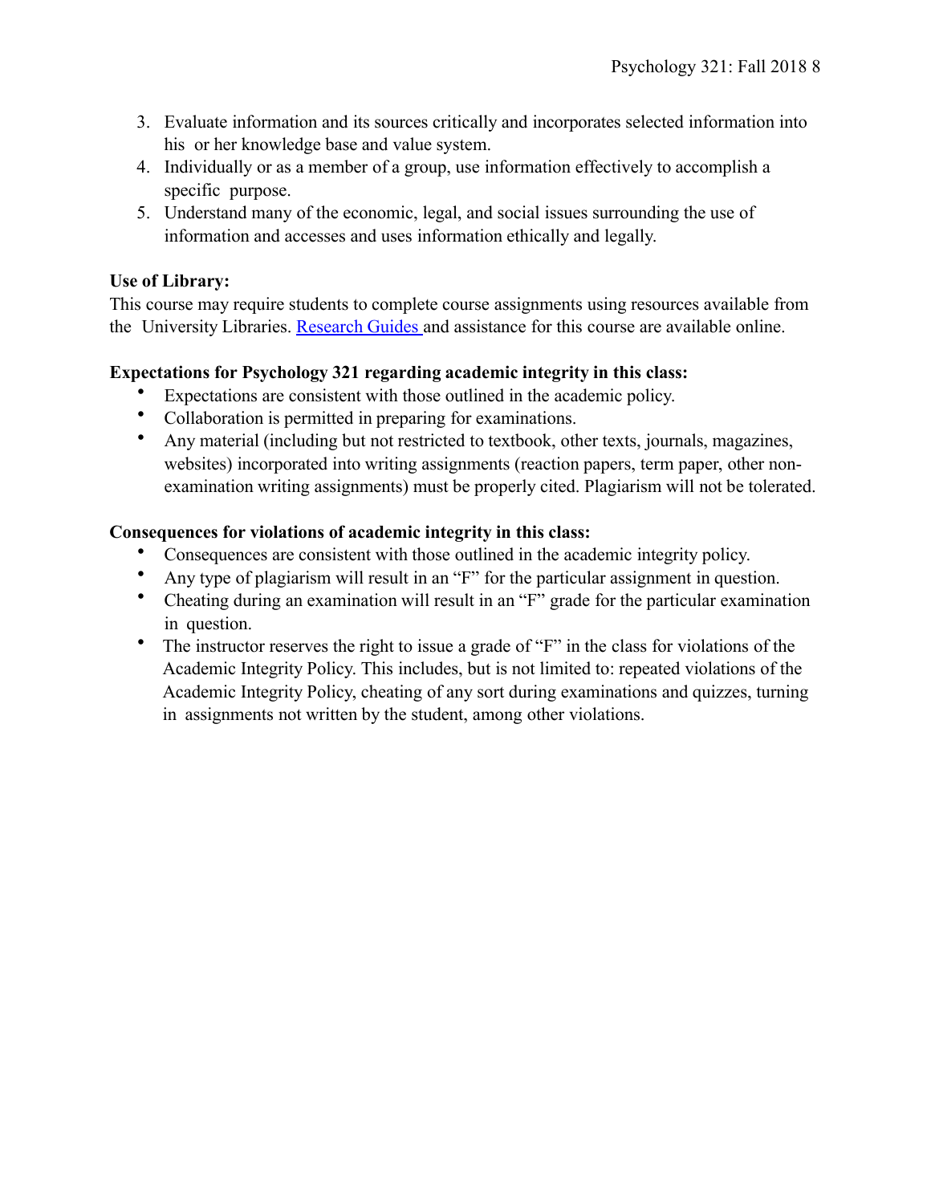3. Evaluate information and its sources critically and incorporates selected information into his or her knowledge base and value system.
4. Individually or as a member of a group, use information effectively to accomplish a specific purpose.
5. Understand many of the economic, legal, and social issues surrounding the use of information and accesses and uses information ethically and legally.

**Use of Library:**

This course may require students to complete course assignments using resources available from the University Libraries. Research Guides and assistance for this course are available online.

**Expectations for Psychology 321 regarding academic integrity in this class:**

- Expectations are consistent with those outlined in the academic policy.
- Collaboration is permitted in preparing for examinations.
- Any material (including but not restricted to textbook, other texts, journals, magazines, websites) incorporated into writing assignments (reaction papers, term paper, other non-examination writing assignments) must be properly cited. Plagiarism will not be tolerated.

**Consequences for violations of academic integrity in this class:**

- Consequences are consistent with those outlined in the academic integrity policy.
- Any type of plagiarism will result in an "F" for the particular assignment in question.
- Cheating during an examination will result in an "F" grade for the particular examination in question.
- The instructor reserves the right to issue a grade of "F" in the class for violations of the Academic Integrity Policy. This includes, but is not limited to: repeated violations of the Academic Integrity Policy, cheating of any sort during examinations and quizzes, turning in assignments not written by the student, among other violations.